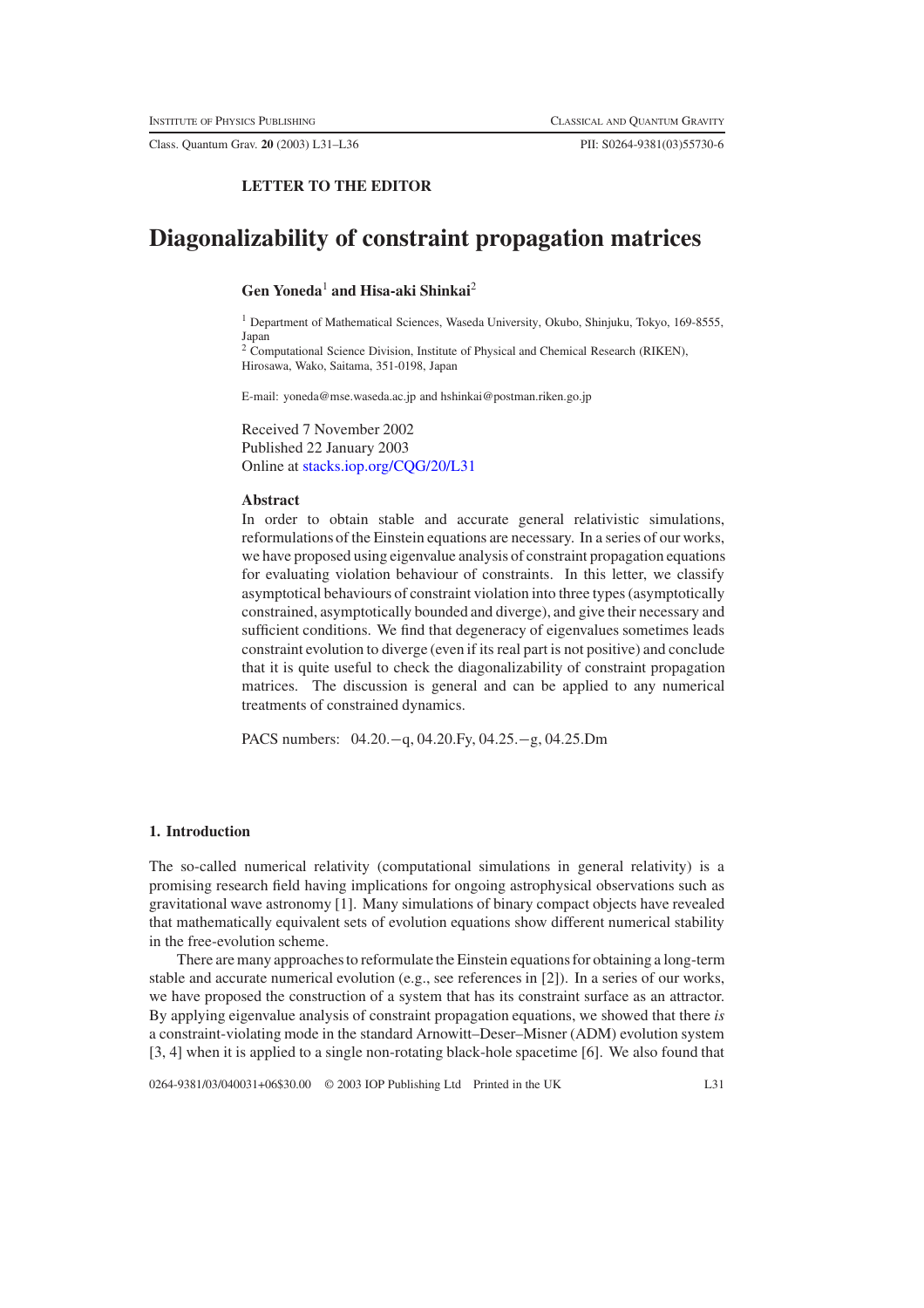**LETTER TO THE EDITOR**

# Diagonalizability of constraint propagation matrices

**Gen Yoneda**[1] **and Hisa-aki Shinkai**[2]

[1] Department of Mathematical Sciences, Waseda University, Okubo, Shinjuku, Tokyo, 169-8555, Japan
[2] Computational Science Division, Institute of Physical and Chemical Research (RIKEN), Hirosawa, Wako, Saitama, 351-0198, Japan

E-mail: yoneda@mse.waseda.ac.jp and hshinkai@postman.riken.go.jp

Received 7 November 2002
Published 22 January 2003
Online at stacks.iop.org/CQG/20/L31

### Abstract

In order to obtain stable and accurate general relativistic simulations, reformulations of the Einstein equations are necessary. In a series of our works, we have proposed using eigenvalue analysis of constraint propagation equations for evaluating violation behaviour of constraints. In this letter, we classify asymptotical behaviours of constraint violation into three types (asymptotically constrained, asymptotically bounded and diverge), and give their necessary and sufficient conditions. We find that degeneracy of eigenvalues sometimes leads constraint evolution to diverge (even if its real part is not positive) and conclude that it is quite useful to check the diagonalizability of constraint propagation matrices. The discussion is general and can be applied to any numerical treatments of constrained dynamics.

PACS numbers: 04.20.−q, 04.20.Fy, 04.25.−g, 04.25.Dm

## 1. Introduction

The so-called numerical relativity (computational simulations in general relativity) is a promising research field having implications for ongoing astrophysical observations such as gravitational wave astronomy [1]. Many simulations of binary compact objects have revealed that mathematically equivalent sets of evolution equations show different numerical stability in the free-evolution scheme.

There are many approaches to reformulate the Einstein equations for obtaining a long-term stable and accurate numerical evolution (e.g., see references in [2]). In a series of our works, we have proposed the construction of a system that has its constraint surface as an attractor. By applying eigenvalue analysis of constraint propagation equations, we showed that there *is* a constraint-violating mode in the standard Arnowitt–Deser–Misner (ADM) evolution system [3, 4] when it is applied to a single non-rotating black-hole spacetime [6]. We also found that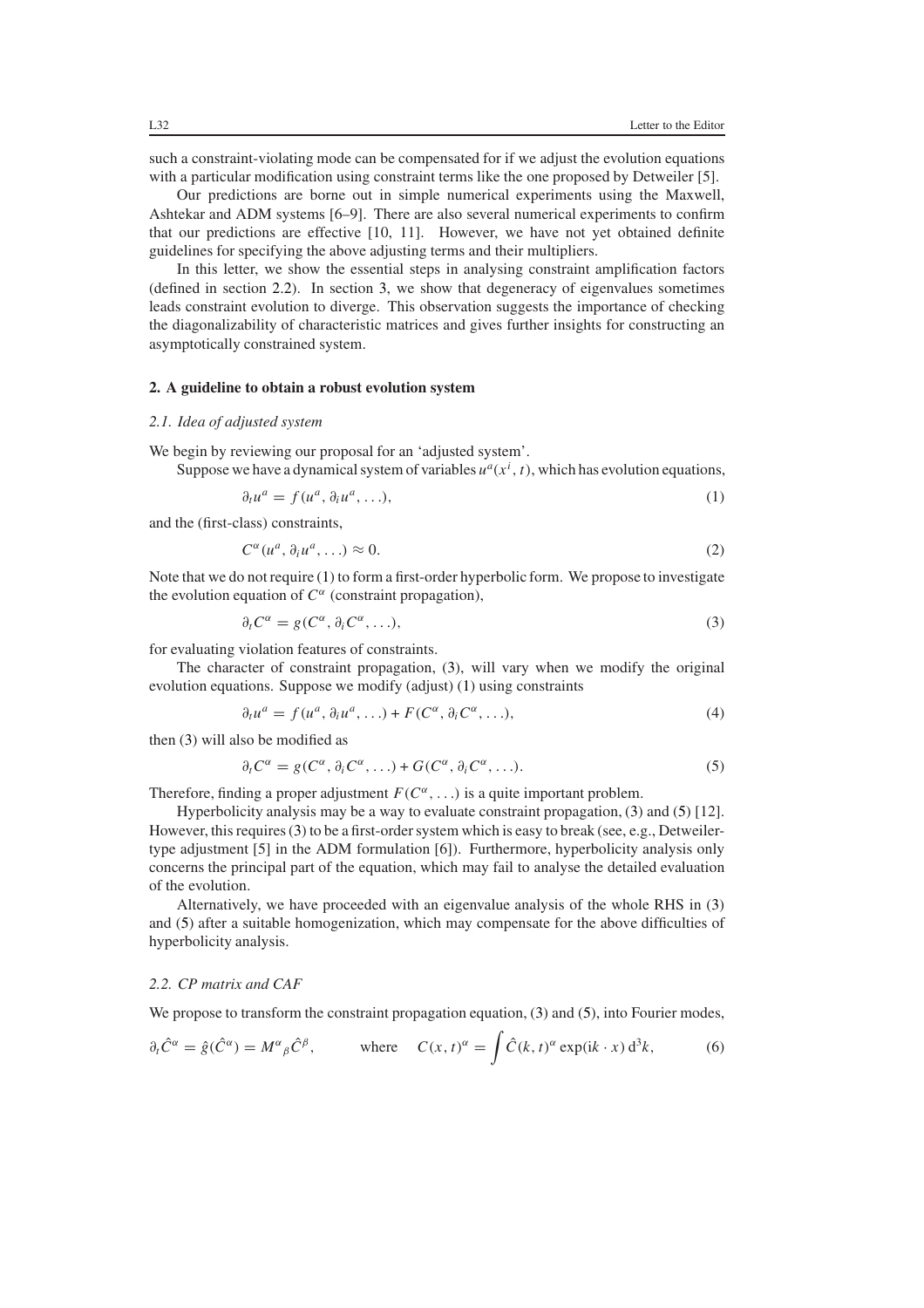such a constraint-violating mode can be compensated for if we adjust the evolution equations with a particular modification using constraint terms like the one proposed by Detweiler [5].

Our predictions are borne out in simple numerical experiments using the Maxwell, Ashtekar and ADM systems [6–9]. There are also several numerical experiments to confirm that our predictions are effective [10, 11]. However, we have not yet obtained definite guidelines for specifying the above adjusting terms and their multipliers.

In this letter, we show the essential steps in analysing constraint amplification factors (defined in section 2.2). In section 3, we show that degeneracy of eigenvalues sometimes leads constraint evolution to diverge. This observation suggests the importance of checking the diagonalizability of characteristic matrices and gives further insights for constructing an asymptotically constrained system.

## 2. A guideline to obtain a robust evolution system

### 2.1. Idea of adjusted system

We begin by reviewing our proposal for an 'adjusted system'.

Suppose we have a dynamical system of variables $u^a(x^i, t)$, which has evolution equations,

$$\partial_t u^a = f(u^a, \partial_i u^a, \ldots), \tag{1}$$

and the (first-class) constraints,

$$C^\alpha(u^a, \partial_i u^a, \ldots) \approx 0. \tag{2}$$

Note that we do not require (1) to form a first-order hyperbolic form. We propose to investigate the evolution equation of $C^\alpha$ (constraint propagation),

$$\partial_t C^\alpha = g(C^\alpha, \partial_i C^\alpha, \ldots), \tag{3}$$

for evaluating violation features of constraints.

The character of constraint propagation, (3), will vary when we modify the original evolution equations. Suppose we modify (adjust) (1) using constraints

$$\partial_t u^a = f(u^a, \partial_i u^a, \ldots) + F(C^\alpha, \partial_i C^\alpha, \ldots), \tag{4}$$

then (3) will also be modified as

$$\partial_t C^\alpha = g(C^\alpha, \partial_i C^\alpha, \ldots) + G(C^\alpha, \partial_i C^\alpha, \ldots). \tag{5}$$

Therefore, finding a proper adjustment $F(C^\alpha, \ldots)$ is a quite important problem.

Hyperbolicity analysis may be a way to evaluate constraint propagation, (3) and (5) [12]. However, this requires (3) to be a first-order system which is easy to break (see, e.g., Detweiler-type adjustment [5] in the ADM formulation [6]). Furthermore, hyperbolicity analysis only concerns the principal part of the equation, which may fail to analyse the detailed evaluation of the evolution.

Alternatively, we have proceeded with an eigenvalue analysis of the whole RHS in (3) and (5) after a suitable homogenization, which may compensate for the above difficulties of hyperbolicity analysis.

### 2.2. CP matrix and CAF

We propose to transform the constraint propagation equation, (3) and (5), into Fourier modes,

$$\partial_t \hat{C}^\alpha = \hat{g}(\hat{C}^\alpha) = M^\alpha{}_\beta \hat{C}^\beta, \qquad \text{where} \quad C(x,t)^\alpha = \int \hat{C}(k,t)^\alpha \exp(\mathrm{i}k \cdot x)\, \mathrm{d}^3 k, \tag{6}$$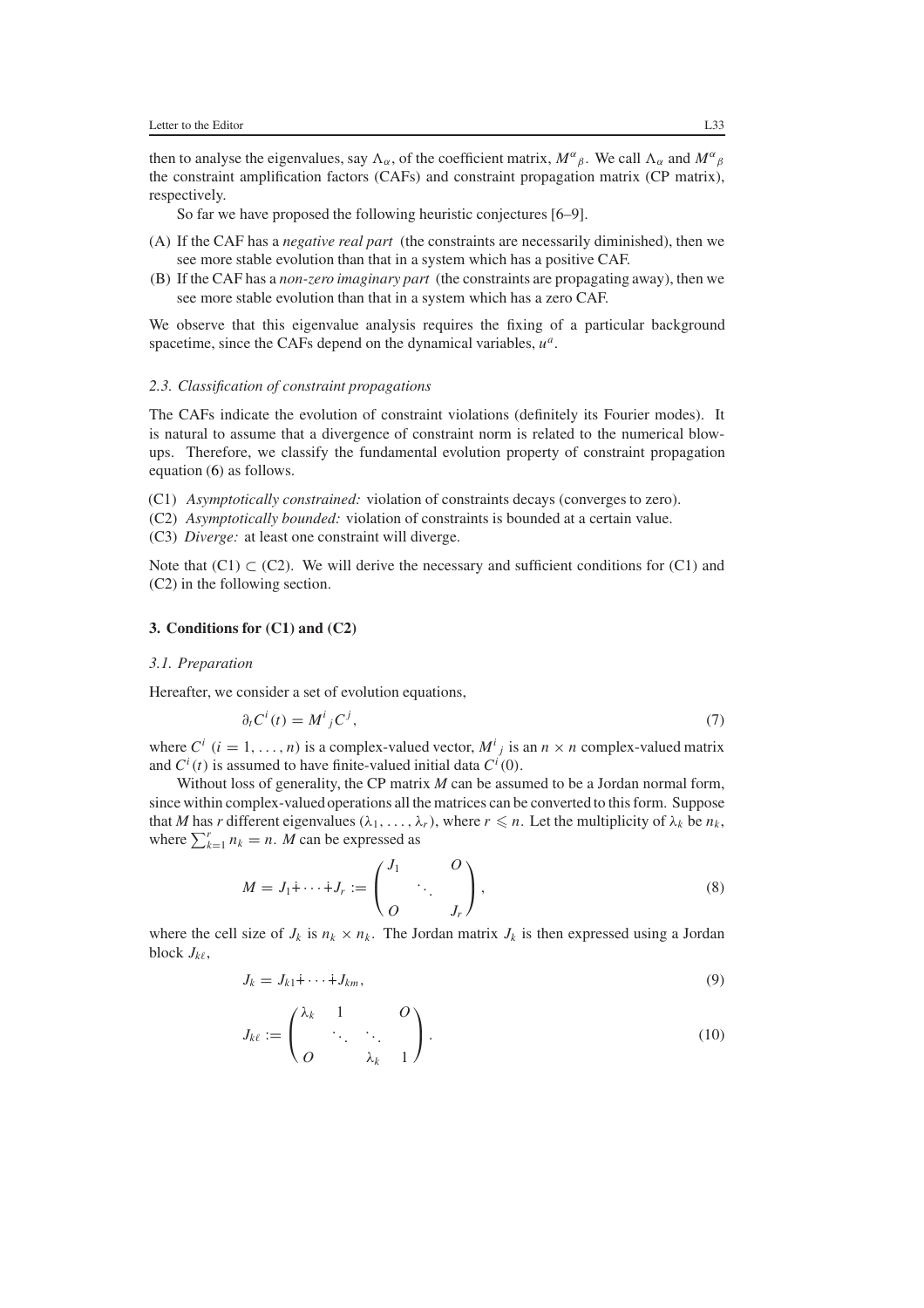then to analyse the eigenvalues, say $\Lambda_\alpha$, of the coefficient matrix, $M^\alpha{}_\beta$. We call $\Lambda_\alpha$ and $M^\alpha{}_\beta$ the constraint amplification factors (CAFs) and constraint propagation matrix (CP matrix), respectively.

So far we have proposed the following heuristic conjectures [6–9].

(A) If the CAF has a *negative real part* (the constraints are necessarily diminished), then we see more stable evolution than that in a system which has a positive CAF.

(B) If the CAF has a *non-zero imaginary part* (the constraints are propagating away), then we see more stable evolution than that in a system which has a zero CAF.

We observe that this eigenvalue analysis requires the fixing of a particular background spacetime, since the CAFs depend on the dynamical variables, $u^a$.

### 2.3. Classification of constraint propagations

The CAFs indicate the evolution of constraint violations (definitely its Fourier modes). It is natural to assume that a divergence of constraint norm is related to the numerical blow-ups. Therefore, we classify the fundamental evolution property of constraint propagation equation (6) as follows.

(C1) *Asymptotically constrained:* violation of constraints decays (converges to zero).

(C2) *Asymptotically bounded:* violation of constraints is bounded at a certain value.

(C3) *Diverge:* at least one constraint will diverge.

Note that (C1) $\subset$ (C2). We will derive the necessary and sufficient conditions for (C1) and (C2) in the following section.

## 3. Conditions for (C1) and (C2)

### 3.1. Preparation

Hereafter, we consider a set of evolution equations,

$$\partial_t C^i(t) = M^i{}_j C^j, \tag{7}$$

where $C^i$ $(i = 1, \ldots, n)$ is a complex-valued vector, $M^i{}_j$ is an $n \times n$ complex-valued matrix and $C^i(t)$ is assumed to have finite-valued initial data $C^i(0)$.

Without loss of generality, the CP matrix $M$ can be assumed to be a Jordan normal form, since within complex-valued operations all the matrices can be converted to this form. Suppose that $M$ has $r$ different eigenvalues $(\lambda_1, \ldots, \lambda_r)$, where $r \leqslant n$. Let the multiplicity of $\lambda_k$ be $n_k$, where $\sum_{k=1}^{r} n_k = n$. $M$ can be expressed as

$$M = J_1 \dot{+} \cdots \dot{+} J_r := \begin{pmatrix} J_1 & & O \\ & \ddots & \\ O & & J_r \end{pmatrix}, \tag{8}$$

where the cell size of $J_k$ is $n_k \times n_k$. The Jordan matrix $J_k$ is then expressed using a Jordan block $J_{k\ell}$,

$$J_k = J_{k1} \dot{+} \cdots \dot{+} J_{km}, \tag{9}$$

$$J_{k\ell} := \begin{pmatrix} \lambda_k & 1 & & O \\ & \ddots & \ddots & \\ O & & \lambda_k & 1 \end{pmatrix}. \tag{10}$$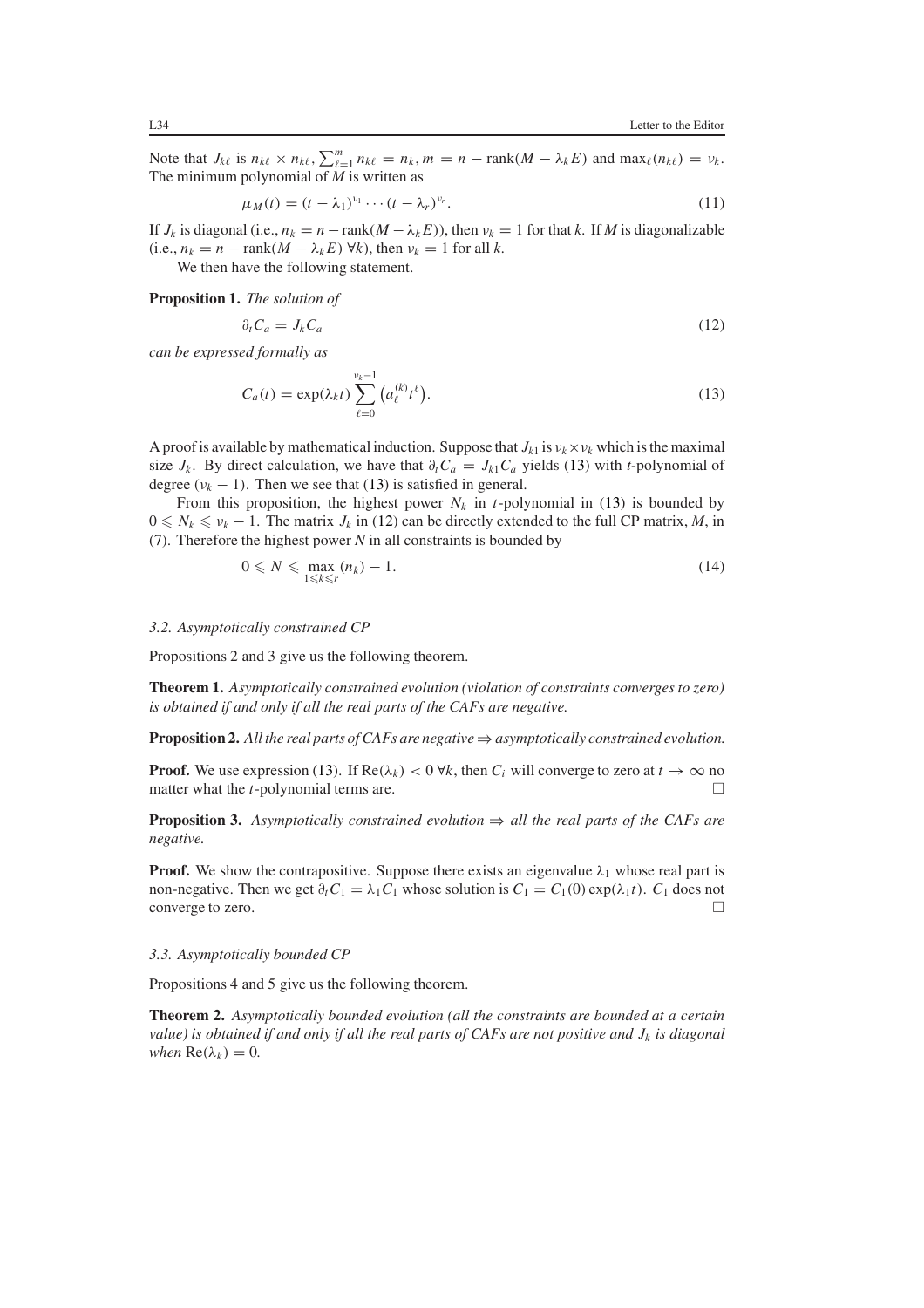Note that $J_{k\ell}$ is $n_{k\ell} \times n_{k\ell}$, $\sum_{\ell=1}^{m} n_{k\ell} = n_k$, $m = n - \text{rank}(M - \lambda_k E)$ and $\max_\ell(n_{k\ell}) = \nu_k$. The minimum polynomial of $M$ is written as

$$\mu_M(t) = (t - \lambda_1)^{\nu_1} \cdots (t - \lambda_r)^{\nu_r}. \tag{11}$$

If $J_k$ is diagonal (i.e., $n_k = n - \text{rank}(M - \lambda_k E)$), then $\nu_k = 1$ for that $k$. If $M$ is diagonalizable (i.e., $n_k = n - \text{rank}(M - \lambda_k E)\ \forall k$), then $\nu_k = 1$ for all $k$.

We then have the following statement.

**Proposition 1.** *The solution of*

$$\partial_t C_a = J_k C_a \tag{12}$$

*can be expressed formally as*

$$C_a(t) = \exp(\lambda_k t) \sum_{\ell=0}^{\nu_k - 1} \left(a_\ell^{(k)} t^\ell\right). \tag{13}$$

A proof is available by mathematical induction. Suppose that $J_{k1}$ is $\nu_k \times \nu_k$ which is the maximal size $J_k$. By direct calculation, we have that $\partial_t C_a = J_{k1} C_a$ yields (13) with $t$-polynomial of degree $(\nu_k - 1)$. Then we see that (13) is satisfied in general.

From this proposition, the highest power $N_k$ in $t$-polynomial in (13) is bounded by $0 \leqslant N_k \leqslant \nu_k - 1$. The matrix $J_k$ in (12) can be directly extended to the full CP matrix, $M$, in (7). Therefore the highest power $N$ in all constraints is bounded by

$$0 \leqslant N \leqslant \max_{1 \leqslant k \leqslant r} (n_k) - 1. \tag{14}$$

### *3.2. Asymptotically constrained CP*

Propositions 2 and 3 give us the following theorem.

**Theorem 1.** *Asymptotically constrained evolution (violation of constraints converges to zero) is obtained if and only if all the real parts of the CAFs are negative.*

**Proposition 2.** *All the real parts of CAFs are negative ⇒ asymptotically constrained evolution.*

**Proof.** We use expression (13). If $\text{Re}(\lambda_k) < 0\ \forall k$, then $C_i$ will converge to zero at $t \to \infty$ no matter what the $t$-polynomial terms are. □

**Proposition 3.** *Asymptotically constrained evolution ⇒ all the real parts of the CAFs are negative.*

**Proof.** We show the contrapositive. Suppose there exists an eigenvalue $\lambda_1$ whose real part is non-negative. Then we get $\partial_t C_1 = \lambda_1 C_1$ whose solution is $C_1 = C_1(0)\exp(\lambda_1 t)$. $C_1$ does not converge to zero. □

### *3.3. Asymptotically bounded CP*

Propositions 4 and 5 give us the following theorem.

**Theorem 2.** *Asymptotically bounded evolution (all the constraints are bounded at a certain value) is obtained if and only if all the real parts of CAFs are not positive and $J_k$ is diagonal when $\text{Re}(\lambda_k) = 0$.*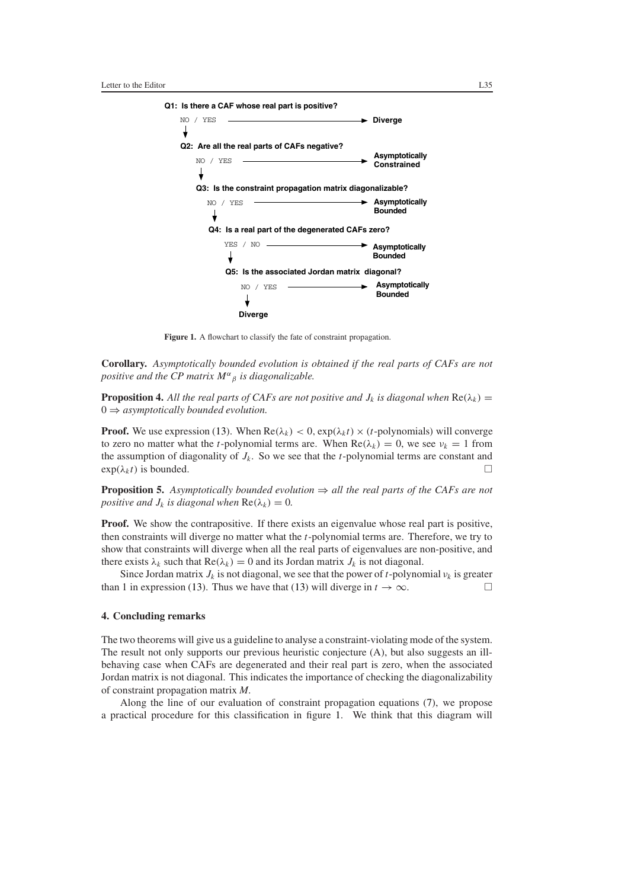**Q1: Is there a CAF whose real part is positive?**

NO / YES ⟶ **Diverge**

**Q2: Are all the real parts of CAFs negative?**

NO / YES ⟶ **Asymptotically Constrained**

**Q3: Is the constraint propagation matrix diagonalizable?**

NO / YES ⟶ **Asymptotically Bounded**

**Q4: Is a real part of the degenerated CAFs zero?**

YES / NO ⟶ **Asymptotically Bounded**

**Q5: Is the associated Jordan matrix diagonal?**

NO / YES ⟶ **Asymptotically Bounded**

NO ⟶ **Diverge**

**Figure 1.** A flowchart to classify the fate of constraint propagation.

**Corollary.** *Asymptotically bounded evolution is obtained if the real parts of CAFs are not positive and the CP matrix $M^{\alpha}{}_{\beta}$ is diagonalizable.*

**Proposition 4.** *All the real parts of CAFs are not positive and $J_k$ is diagonal when $\mathrm{Re}(\lambda_k) = 0 \Rightarrow$ asymptotically bounded evolution.*

**Proof.** We use expression (13). When $\mathrm{Re}(\lambda_k) < 0$, $\exp(\lambda_k t) \times$ ($t$-polynomials) will converge to zero no matter what the $t$-polynomial terms are. When $\mathrm{Re}(\lambda_k) = 0$, we see $\nu_k = 1$ from the assumption of diagonality of $J_k$. So we see that the $t$-polynomial terms are constant and $\exp(\lambda_k t)$ is bounded. □

**Proposition 5.** *Asymptotically bounded evolution $\Rightarrow$ all the real parts of the CAFs are not positive and $J_k$ is diagonal when $\mathrm{Re}(\lambda_k) = 0$.*

**Proof.** We show the contrapositive. If there exists an eigenvalue whose real part is positive, then constraints will diverge no matter what the $t$-polynomial terms are. Therefore, we try to show that constraints will diverge when all the real parts of eigenvalues are non-positive, and there exists $\lambda_k$ such that $\mathrm{Re}(\lambda_k) = 0$ and its Jordan matrix $J_k$ is not diagonal.

Since Jordan matrix $J_k$ is not diagonal, we see that the power of $t$-polynomial $\nu_k$ is greater than 1 in expression (13). Thus we have that (13) will diverge in $t \to \infty$. □

## 4. Concluding remarks

The two theorems will give us a guideline to analyse a constraint-violating mode of the system. The result not only supports our previous heuristic conjecture (A), but also suggests an ill-behaving case when CAFs are degenerated and their real part is zero, when the associated Jordan matrix is not diagonal. This indicates the importance of checking the diagonalizability of constraint propagation matrix $M$.

Along the line of our evaluation of constraint propagation equations (7), we propose a practical procedure for this classification in figure 1. We think that this diagram will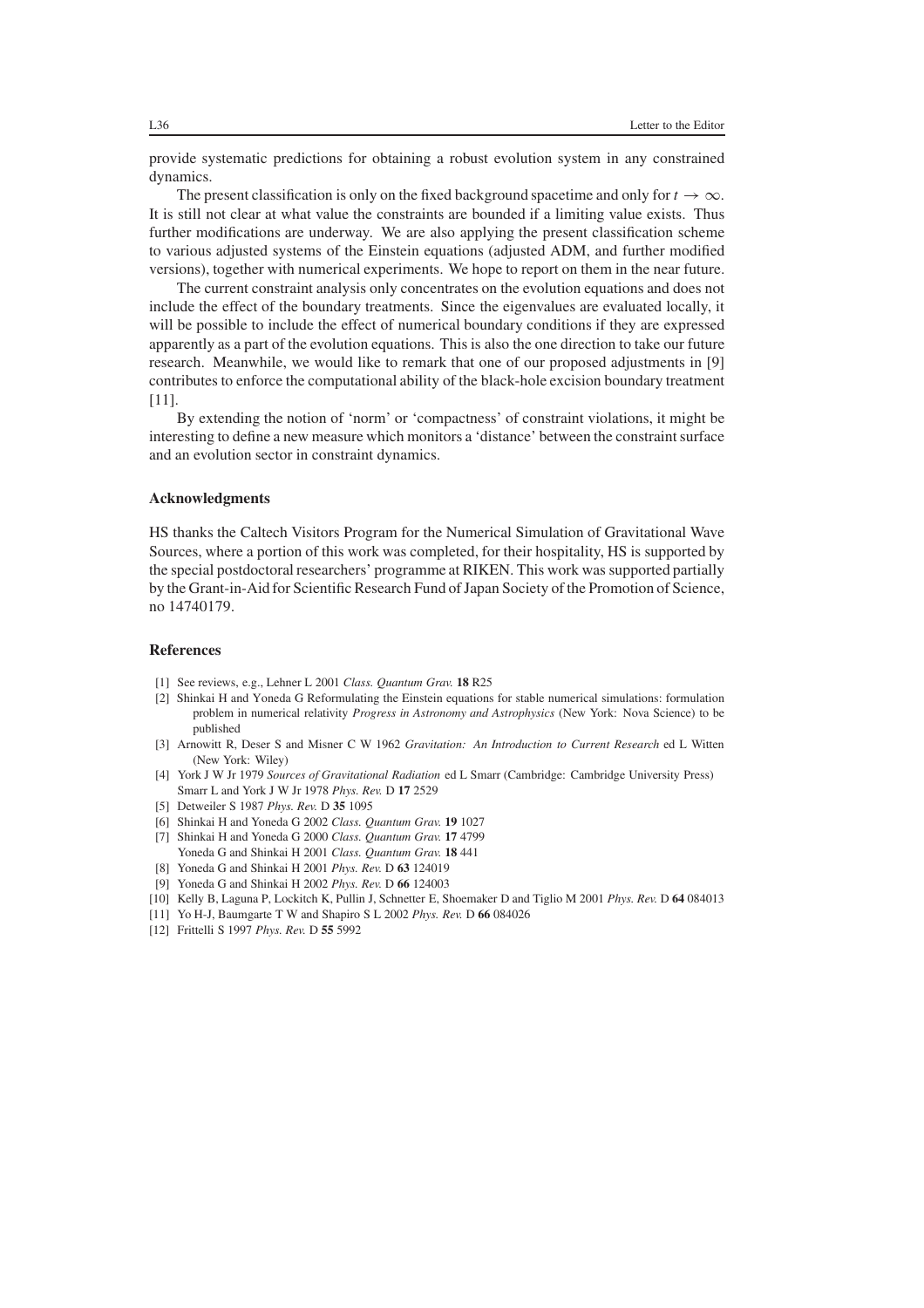provide systematic predictions for obtaining a robust evolution system in any constrained dynamics.

The present classification is only on the fixed background spacetime and only for $t \to \infty$. It is still not clear at what value the constraints are bounded if a limiting value exists. Thus further modifications are underway. We are also applying the present classification scheme to various adjusted systems of the Einstein equations (adjusted ADM, and further modified versions), together with numerical experiments. We hope to report on them in the near future.

The current constraint analysis only concentrates on the evolution equations and does not include the effect of the boundary treatments. Since the eigenvalues are evaluated locally, it will be possible to include the effect of numerical boundary conditions if they are expressed apparently as a part of the evolution equations. This is also the one direction to take our future research. Meanwhile, we would like to remark that one of our proposed adjustments in [9] contributes to enforce the computational ability of the black-hole excision boundary treatment [11].

By extending the notion of 'norm' or 'compactness' of constraint violations, it might be interesting to define a new measure which monitors a 'distance' between the constraint surface and an evolution sector in constraint dynamics.

## Acknowledgments

HS thanks the Caltech Visitors Program for the Numerical Simulation of Gravitational Wave Sources, where a portion of this work was completed, for their hospitality, HS is supported by the special postdoctoral researchers' programme at RIKEN. This work was supported partially by the Grant-in-Aid for Scientific Research Fund of Japan Society of the Promotion of Science, no 14740179.

## References

[1] See reviews, e.g., Lehner L 2001 *Class. Quantum Grav.* **18** R25

[2] Shinkai H and Yoneda G Reformulating the Einstein equations for stable numerical simulations: formulation problem in numerical relativity *Progress in Astronomy and Astrophysics* (New York: Nova Science) to be published

[3] Arnowitt R, Deser S and Misner C W 1962 *Gravitation: An Introduction to Current Research* ed L Witten (New York: Wiley)

[4] York J W Jr 1979 *Sources of Gravitational Radiation* ed L Smarr (Cambridge: Cambridge University Press) Smarr L and York J W Jr 1978 *Phys. Rev.* D **17** 2529

[5] Detweiler S 1987 *Phys. Rev.* D **35** 1095

[6] Shinkai H and Yoneda G 2002 *Class. Quantum Grav.* **19** 1027

[7] Shinkai H and Yoneda G 2000 *Class. Quantum Grav.* **17** 4799
Yoneda G and Shinkai H 2001 *Class. Quantum Grav.* **18** 441

[8] Yoneda G and Shinkai H 2001 *Phys. Rev.* D **63** 124019

[9] Yoneda G and Shinkai H 2002 *Phys. Rev.* D **66** 124003

[10] Kelly B, Laguna P, Lockitch K, Pullin J, Schnetter E, Shoemaker D and Tiglio M 2001 *Phys. Rev.* D **64** 084013

[11] Yo H-J, Baumgarte T W and Shapiro S L 2002 *Phys. Rev.* D **66** 084026

[12] Frittelli S 1997 *Phys. Rev.* D **55** 5992